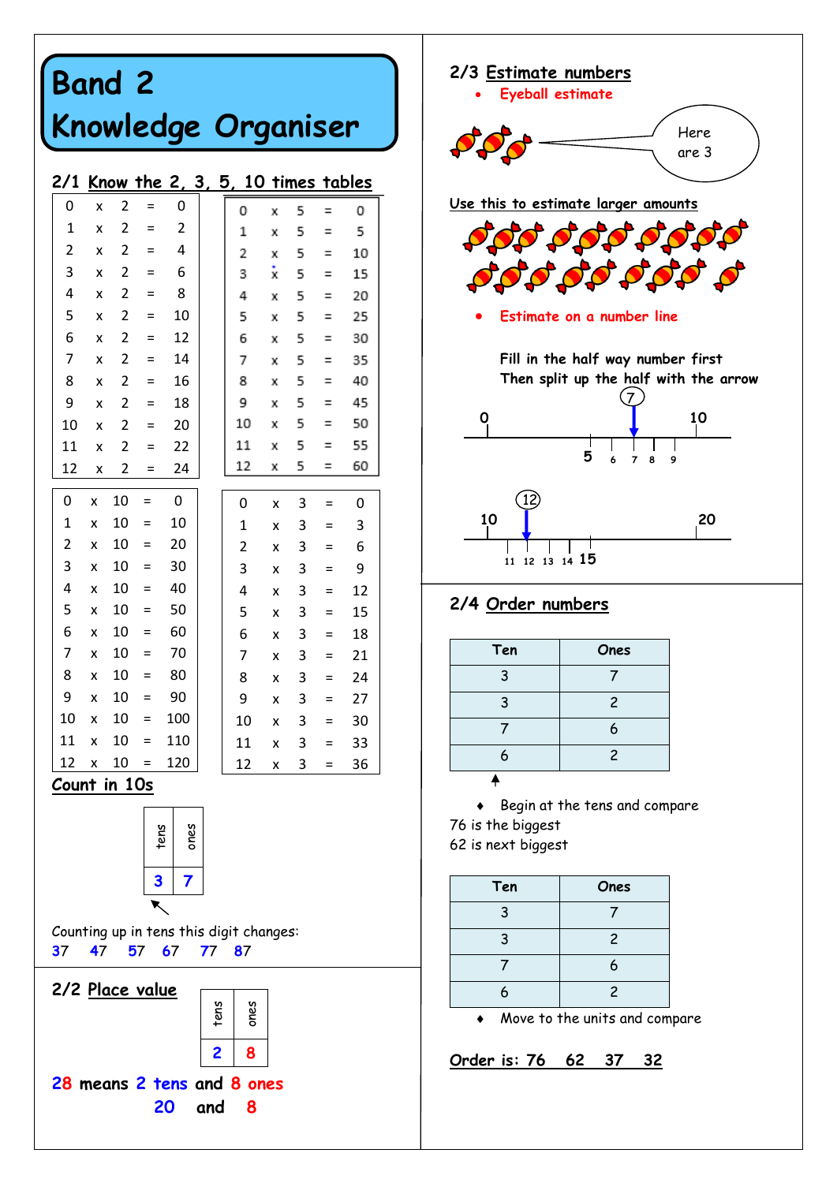# Band 2 Knowledge Organiser

## 2/1 Know the 2, 3, 5, 10 times tables

| | | | | |
|---|---|---|---|---|
| 0 | x | 2 | = | 0 |
| 1 | x | 2 | = | 2 |
| 2 | x | 2 | = | 4 |
| 3 | x | 2 | = | 6 |
| 4 | x | 2 | = | 8 |
| 5 | x | 2 | = | 10 |
| 6 | x | 2 | = | 12 |
| 7 | x | 2 | = | 14 |
| 8 | x | 2 | = | 16 |
| 9 | x | 2 | = | 18 |
| 10 | x | 2 | = | 20 |
| 11 | x | 2 | = | 22 |
| 12 | x | 2 | = | 24 |

| | | | | |
|---|---|---|---|---|
| 0 | x | 5 | = | 0 |
| 1 | x | 5 | = | 5 |
| 2 | x | 5 | = | 10 |
| 3 | x | 5 | = | 15 |
| 4 | x | 5 | = | 20 |
| 5 | x | 5 | = | 25 |
| 6 | x | 5 | = | 30 |
| 7 | x | 5 | = | 35 |
| 8 | x | 5 | = | 40 |
| 9 | x | 5 | = | 45 |
| 10 | x | 5 | = | 50 |
| 11 | x | 5 | = | 55 |
| 12 | x | 5 | = | 60 |

| | | | | |
|---|---|---|---|---|
| 0 | x | 10 | = | 0 |
| 1 | x | 10 | = | 10 |
| 2 | x | 10 | = | 20 |
| 3 | x | 10 | = | 30 |
| 4 | x | 10 | = | 40 |
| 5 | x | 10 | = | 50 |
| 6 | x | 10 | = | 60 |
| 7 | x | 10 | = | 70 |
| 8 | x | 10 | = | 80 |
| 9 | x | 10 | = | 90 |
| 10 | x | 10 | = | 100 |
| 11 | x | 10 | = | 110 |
| 12 | x | 10 | = | 120 |

| | | | | |
|---|---|---|---|---|
| 0 | x | 3 | = | 0 |
| 1 | x | 3 | = | 3 |
| 2 | x | 3 | = | 6 |
| 3 | x | 3 | = | 9 |
| 4 | x | 3 | = | 12 |
| 5 | x | 3 | = | 15 |
| 6 | x | 3 | = | 18 |
| 7 | x | 3 | = | 21 |
| 8 | x | 3 | = | 24 |
| 9 | x | 3 | = | 27 |
| 10 | x | 3 | = | 30 |
| 11 | x | 3 | = | 33 |
| 12 | x | 3 | = | 36 |

### Count in 10s

| tens | ones |
|---|---|
| 3 | 7 |

Counting up in tens this digit changes:
37 47 57 67 77 87

## 2/2 Place value

| tens | ones |
|---|---|
| 2 | 8 |

28 means 2 tens and 8 ones
20 and 8

## 2/3 Estimate numbers

- Eyeball estimate

Here are 3

Use this to estimate larger amounts

- Estimate on a number line

Fill in the half way number first
Then split up the half with the arrow

0 — 5 — 6 — 7 — 8 — 9 — 10 (arrow at 7)

10 — 11 — 12 — 13 — 14 — 15 — 20 (arrow at 12)

## 2/4 Order numbers

| Ten | Ones |
|---|---|
| 3 | 7 |
| 3 | 2 |
| 7 | 6 |
| 6 | 2 |

- Begin at the tens and compare

76 is the biggest
62 is next biggest

| Ten | Ones |
|---|---|
| 3 | 7 |
| 3 | 2 |
| 7 | 6 |
| 6 | 2 |

- Move to the units and compare

Order is: 76 62 37 32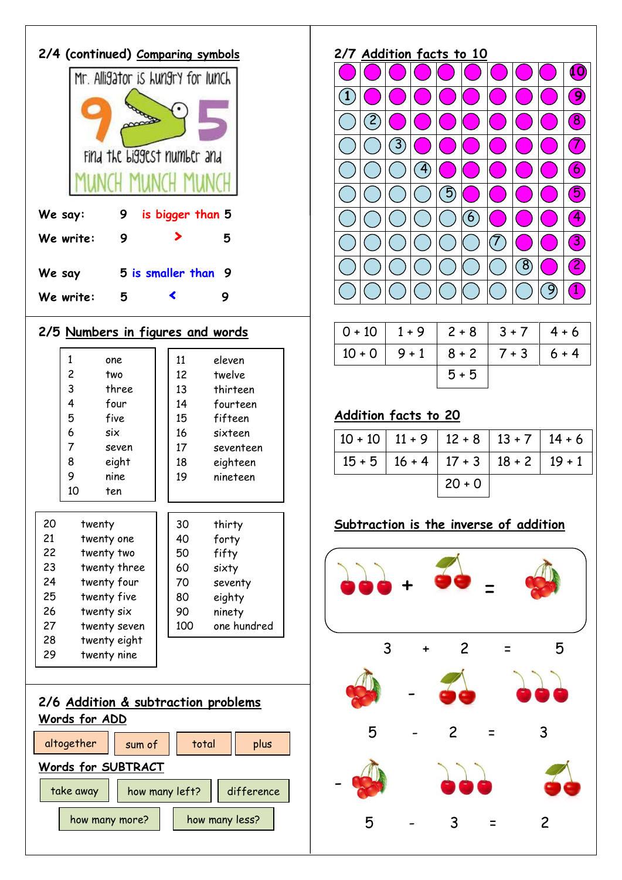## 2/4 (continued) Comparing symbols

Mr. Alligator is hungry for lunch

9 > 5

Find the biggest number and MUNCH MUNCH MUNCH

We say: 9 is bigger than 5

We write: 9 > 5

We say 5 is smaller than 9

We write: 5 < 9

## 2/5 Numbers in figures and words

| | |
|---|---|
| 1 | one |
| 2 | two |
| 3 | three |
| 4 | four |
| 5 | five |
| 6 | six |
| 7 | seven |
| 8 | eight |
| 9 | nine |
| 10 | ten |

| | |
|---|---|
| 11 | eleven |
| 12 | twelve |
| 13 | thirteen |
| 14 | fourteen |
| 15 | fifteen |
| 16 | sixteen |
| 17 | seventeen |
| 18 | eighteen |
| 19 | nineteen |

| | |
|---|---|
| 20 | twenty |
| 21 | twenty one |
| 22 | twenty two |
| 23 | twenty three |
| 24 | twenty four |
| 25 | twenty five |
| 26 | twenty six |
| 27 | twenty seven |
| 28 | twenty eight |
| 29 | twenty nine |

| | |
|---|---|
| 30 | thirty |
| 40 | forty |
| 50 | fifty |
| 60 | sixty |
| 70 | seventy |
| 80 | eighty |
| 90 | ninety |
| 100 | one hundred |

## 2/6 Addition & subtraction problems

**Words for ADD**

altogether | sum of | total | plus

**Words for SUBTRACT**

take away | how many left? | difference | how many more? | how many less?

## 2/7 Addition facts to 10

| | | | | | | | | | |
|---|---|---|---|---|---|---|---|---|---|
| | | | | | | | | | 10 |
| 1 | | | | | | | | | 9 |
| | 2 | | | | | | | | 8 |
| | | 3 | | | | | | | 7 |
| | | | 4 | | | | | | 6 |
| | | | | 5 | | | | | 5 |
| | | | | | 6 | | | | 4 |
| | | | | | | 7 | | | 3 |
| | | | | | | | 8 | | 2 |
| | | | | | | | | 9 | 1 |

| | | | | |
|---|---|---|---|---|
| 0 + 10 | 1 + 9 | 2 + 8 | 3 + 7 | 4 + 6 |
| 10 + 0 | 9 + 1 | 8 + 2 | 7 + 3 | 6 + 4 |
| | | 5 + 5 | | |

### Addition facts to 20

| | | | | |
|---|---|---|---|---|
| 10 + 10 | 11 + 9 | 12 + 8 | 13 + 7 | 14 + 6 |
| 15 + 5 | 16 + 4 | 17 + 3 | 18 + 2 | 19 + 1 |
| | | 20 + 0 | | |

### Subtraction is the inverse of addition

3 + 2 = 5

5 - 2 = 3

5 - 3 = 2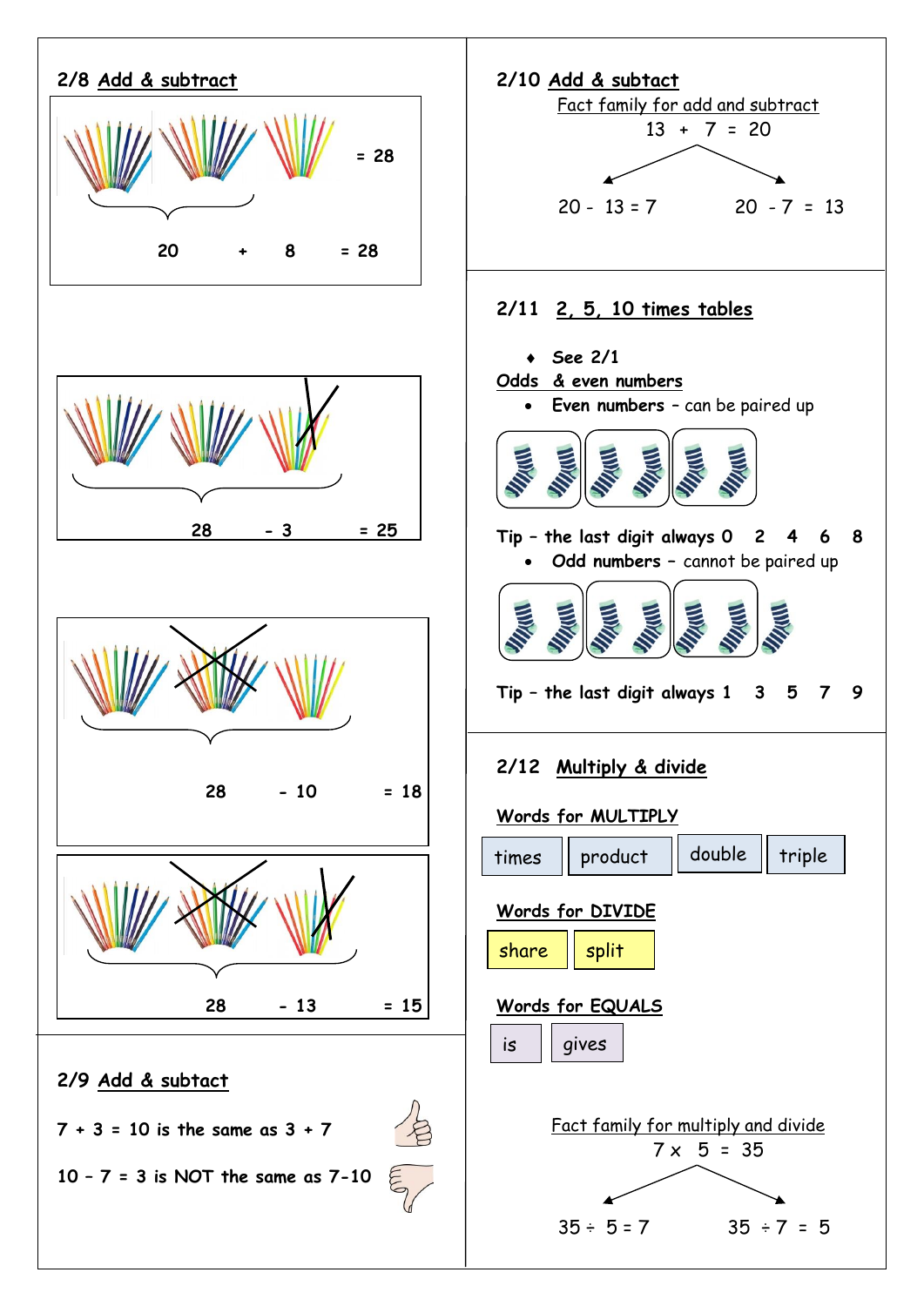## 2/8 Add & subtract

= 28

20 + 8 = 28

28 - 3 = 25

28 - 10 = 18

28 - 13 = 15

## 2/9 Add & subtract

7 + 3 = 10 is the same as 3 + 7

10 – 7 = 3 is NOT the same as 7-10

## 2/10 Add & subtact

Fact family for add and subtract

13 + 7 = 20

20 - 13 = 7

20 - 7 = 13

## 2/11 2, 5, 10 times tables

- **See 2/1**

**Odds & even numbers**

- **Even numbers** – can be paired up

**Tip – the last digit always 0 2 4 6 8**

- **Odd numbers** – cannot be paired up

**Tip – the last digit always 1 3 5 7 9**

## 2/12 Multiply & divide

**Words for MULTIPLY**

times | product | double | triple

**Words for DIVIDE**

share | split

**Words for EQUALS**

is | gives

Fact family for multiply and divide

7 x 5 = 35

35 ÷ 5 = 7

35 ÷ 7 = 5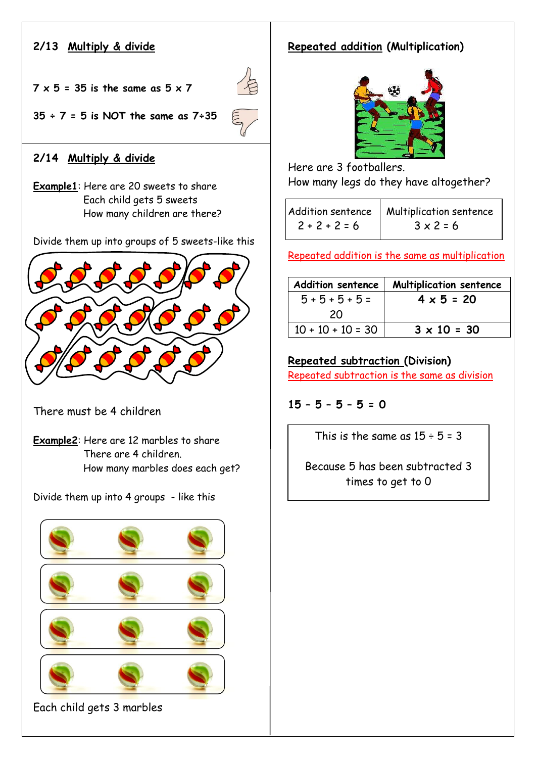## 2/13 Multiply & divide

$7 \times 5 = 35$ is the same as $5 \times 7$

$35 \div 7 = 5$ is NOT the same as $7 \div 35$

## 2/14 Multiply & divide

**Example1**: Here are 20 sweets to share
Each child gets 5 sweets
How many children are there?

Divide them up into groups of 5 sweets-like this

There must be 4 children

**Example2**: Here are 12 marbles to share
There are 4 children.
How many marbles does each get?

Divide them up into 4 groups - like this

Each child gets 3 marbles

## Repeated addition (Multiplication)

Here are 3 footballers.
How many legs do they have altogether?

| Addition sentence | Multiplication sentence |
|---|---|
| $2 + 2 + 2 = 6$ | $3 \times 2 = 6$ |

Repeated addition is the same as multiplication

| Addition sentence | Multiplication sentence |
|---|---|
| $5 + 5 + 5 + 5 = 20$ | $4 \times 5 = 20$ |
| $10 + 10 + 10 = 30$ | $3 \times 10 = 30$ |

## Repeated subtraction (Division)

Repeated subtraction is the same as division

$15 - 5 - 5 - 5 = 0$

This is the same as $15 \div 5 = 3$

Because 5 has been subtracted 3 times to get to 0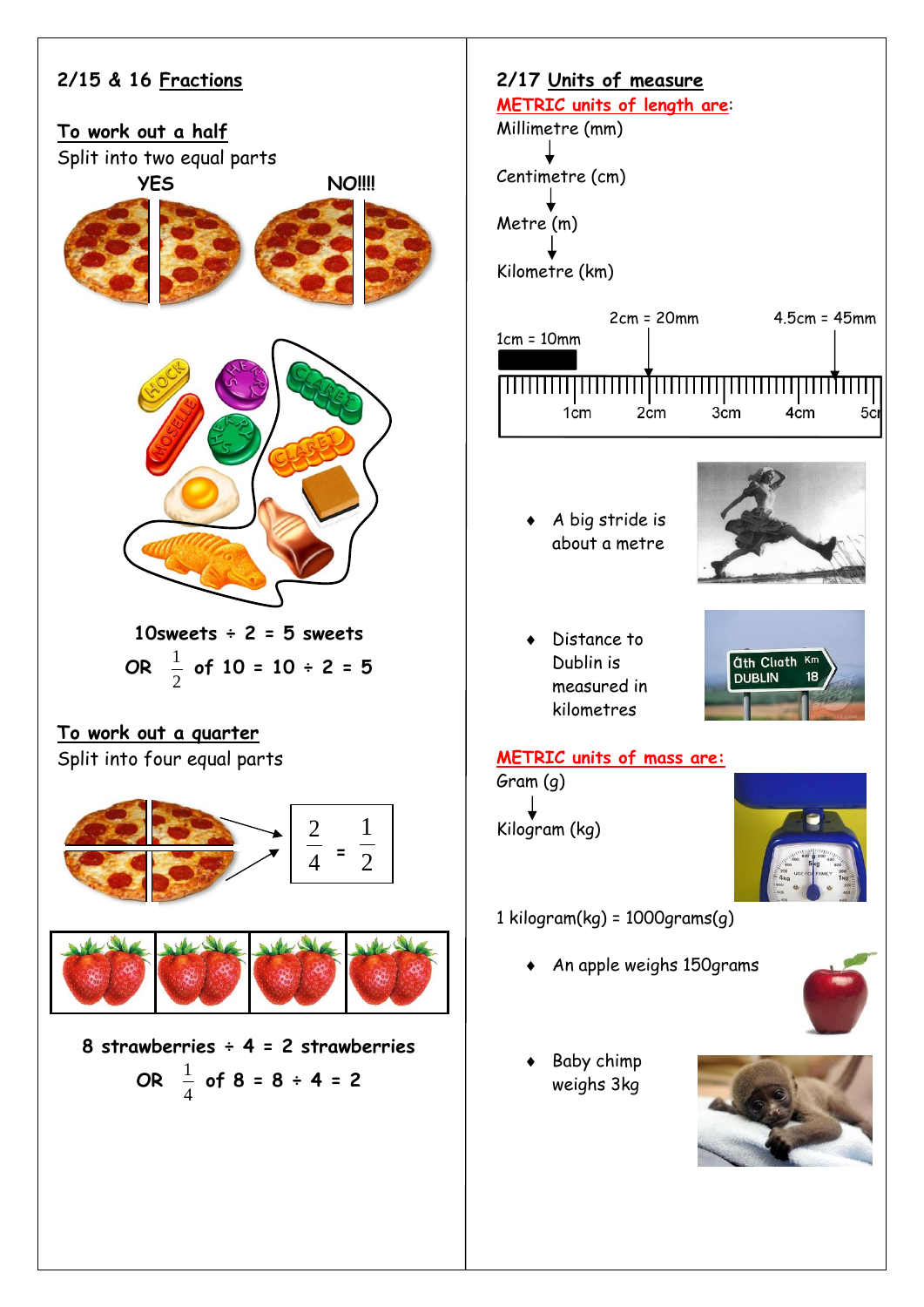## 2/15 & 16 Fractions

**To work out a half**

Split into two equal parts

**YES** **NO!!!!**

**10sweets ÷ 2 = 5 sweets**

**OR $\frac{1}{2}$ of 10 = 10 ÷ 2 = 5**

**To work out a quarter**

Split into four equal parts

$$\frac{2}{4} = \frac{1}{2}$$

**8 strawberries ÷ 4 = 2 strawberries**

**OR $\frac{1}{4}$ of 8 = 8 ÷ 4 = 2**

## 2/17 Units of measure

**METRIC units of length are:**

Millimetre (mm)

↓

Centimetre (cm)

↓

Metre (m)

↓

Kilometre (km)

1cm = 10mm

2cm = 20mm

4.5cm = 45mm

- A big stride is about a metre
- Distance to Dublin is measured in kilometres

**METRIC units of mass are:**

Gram (g)

↓

Kilogram (kg)

1 kilogram(kg) = 1000grams(g)

- An apple weighs 150grams
- Baby chimp weighs 3kg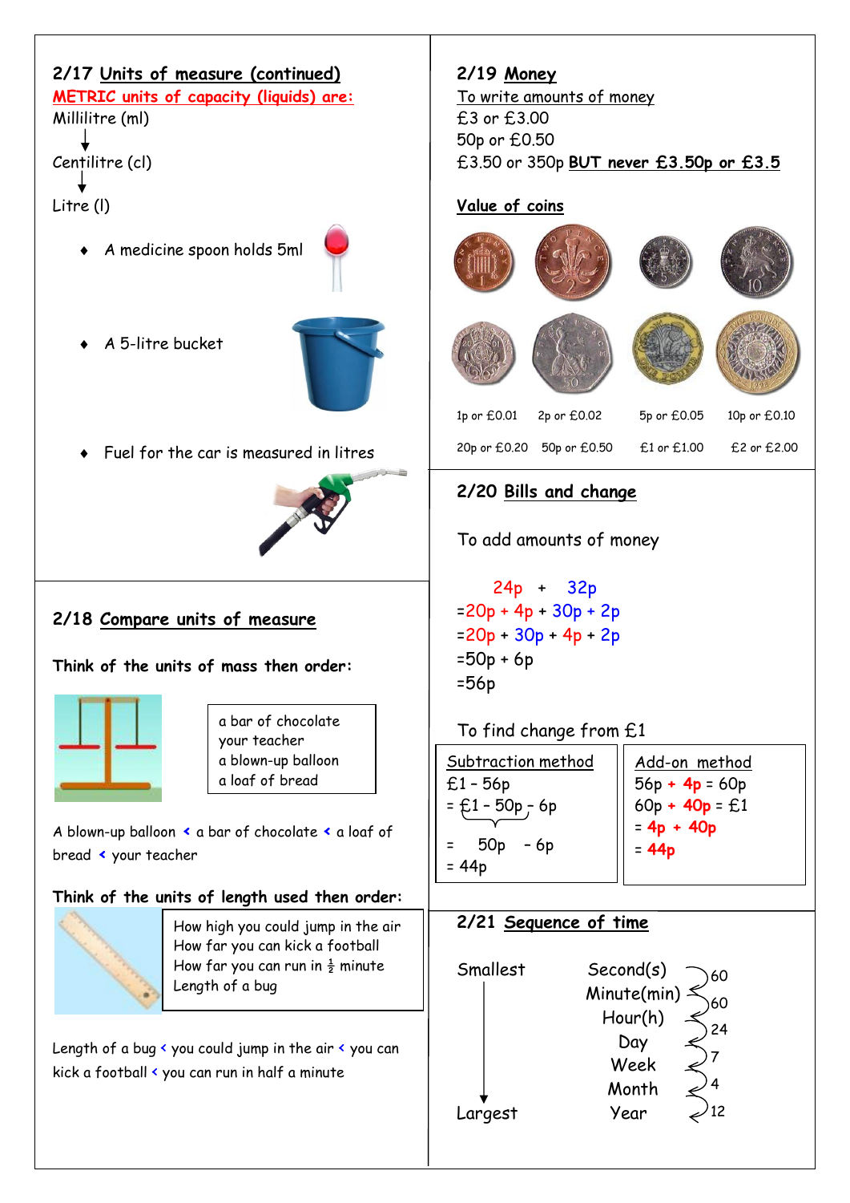## 2/17 Units of measure (continued)

**METRIC units of capacity (liquids) are:**

Millilitre (ml)

↓

Centilitre (cl)

↓

Litre (l)

- A medicine spoon holds 5ml
- A 5-litre bucket
- Fuel for the car is measured in litres

## 2/18 Compare units of measure

**Think of the units of mass then order:**

a bar of chocolate
your teacher
a blown-up balloon
a loaf of bread

A blown-up balloon < a bar of chocolate < a loaf of bread < your teacher

**Think of the units of length used then order:**

How high you could jump in the air
How far you can kick a football
How far you can run in ½ minute
Length of a bug

Length of a bug < you could jump in the air < you can kick a football < you can run in half a minute

## 2/19 Money

To write amounts of money

£3 or £3.00
50p or £0.50
£3.50 or 350p **BUT never £3.50p or £3.5**

**Value of coins**

| | | | |
|---|---|---|---|
| 1p or £0.01 | 2p or £0.02 | 5p or £0.05 | 10p or £0.10 |
| 20p or £0.20 | 50p or £0.50 | £1 or £1.00 | £2 or £2.00 |

## 2/20 Bills and change

To add amounts of money

24p + 32p
=20p + 4p + 30p + 2p
=20p + 30p + 4p + 2p
=50p + 6p
=56p

To find change from £1

| Subtraction method | Add-on method |
|---|---|
| £1 – 56p | 56p + **4p** = 60p |
| = £1 – 50p – 6p | 60p + **40p** = £1 |
| = 50p – 6p | = **4p + 40p** |
| = 44p | = **44p** |

## 2/21 Sequence of time

Smallest ↓ Largest

Second(s)
60
Minute(min)
60
Hour(h)
24
Day
7
Week
4
Month
12
Year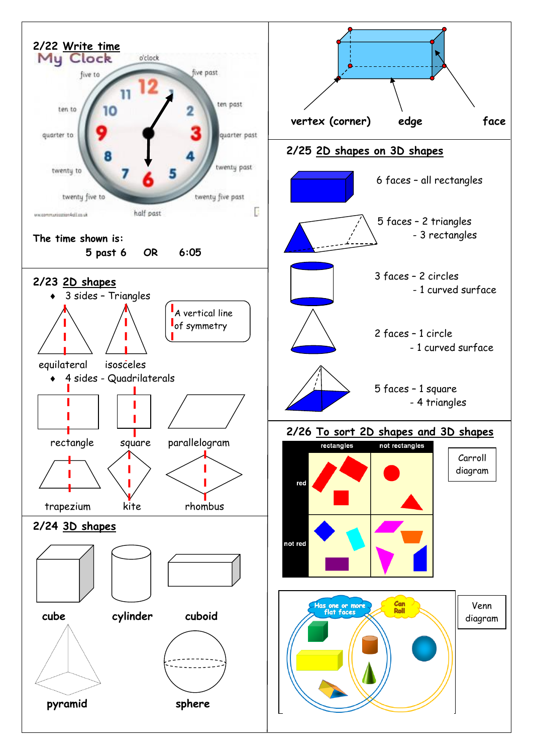## 2/22 Write time

My Clock

o'clock, five past, ten past, quarter past, twenty past, twenty five past, half past, twenty five to, twenty to, quarter to, ten to, five to

The time shown is:

5 past 6 OR 6:05

## 2/23 2D shapes

- 3 sides – Triangles

A vertical line of symmetry

equilateral isosceles

- 4 sides - Quadrilaterals

rectangle square parallelogram

trapezium kite rhombus

## 2/24 3D shapes

cube cylinder cuboid

pyramid sphere

vertex (corner) edge face

## 2/25 2D shapes on 3D shapes

6 faces – all rectangles

5 faces – 2 triangles
- 3 rectangles

3 faces – 2 circles
- 1 curved surface

2 faces – 1 circle
- 1 curved surface

5 faces – 1 square
- 4 triangles

## 2/26 To sort 2D shapes and 3D shapes

| | rectangles | not rectangles |
|---|---|---|
| red | | |
| not red | | |

Carroll diagram

Has one or more flat faces

Can Roll

Venn diagram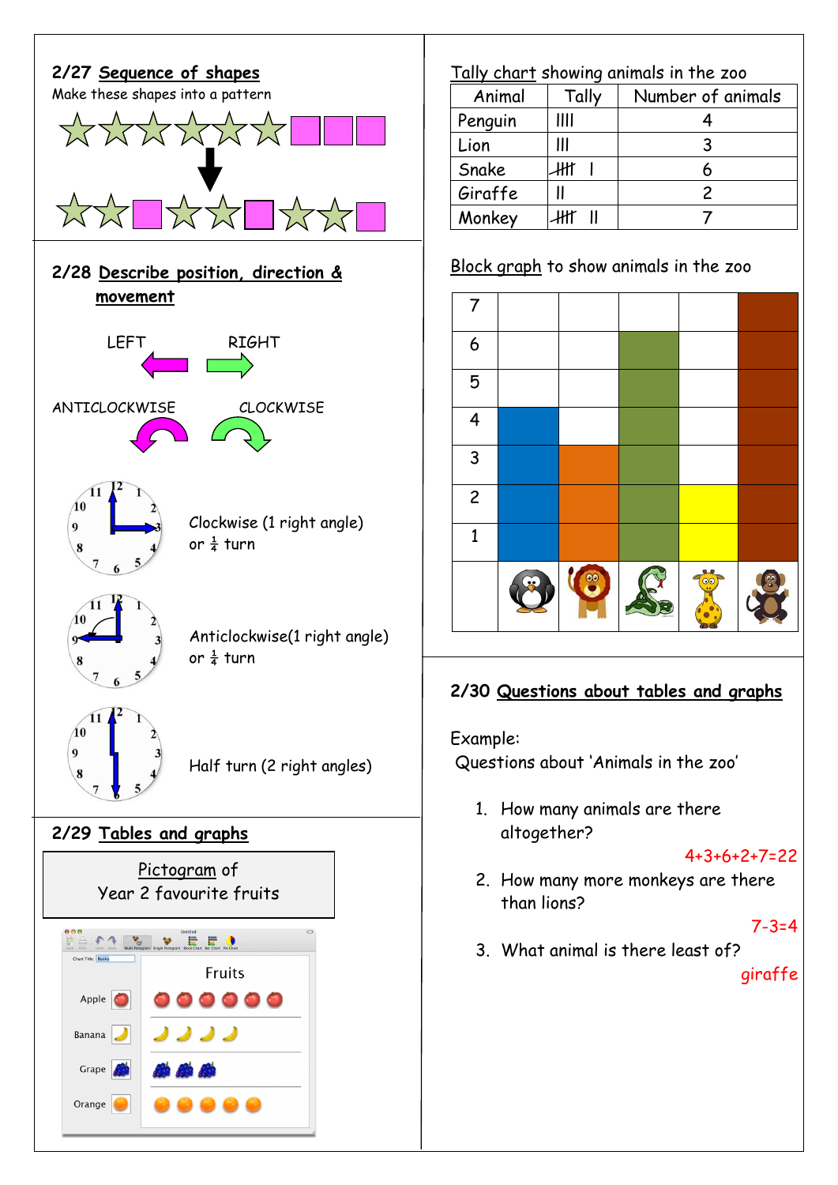## 2/27 Sequence of shapes

Make these shapes into a pattern

## 2/28 Describe position, direction & movement

LEFT

RIGHT

ANTICLOCKWISE

CLOCKWISE

Clockwise (1 right angle) or $\frac{1}{4}$ turn

Anticlockwise(1 right angle) or $\frac{1}{4}$ turn

Half turn (2 right angles)

## 2/29 Tables and graphs

Pictogram of Year 2 favourite fruits

Chart Title: Books

Fruits

Apple

Banana

Grape

Orange

Tally chart showing animals in the zoo

| Animal | Tally | Number of animals |
|---|---|---|
| Penguin | IIII | 4 |
| Lion | III | 3 |
| Snake | ~~IIII~~ I | 6 |
| Giraffe | II | 2 |
| Monkey | ~~IIII~~ II | 7 |

Block graph to show animals in the zoo

7
6
5
4
3
2
1

## 2/30 Questions about tables and graphs

Example:

Questions about 'Animals in the zoo'

1. How many animals are there altogether?

   4+3+6+2+7=22

2. How many more monkeys are there than lions?

   7-3=4

3. What animal is there least of?

   giraffe